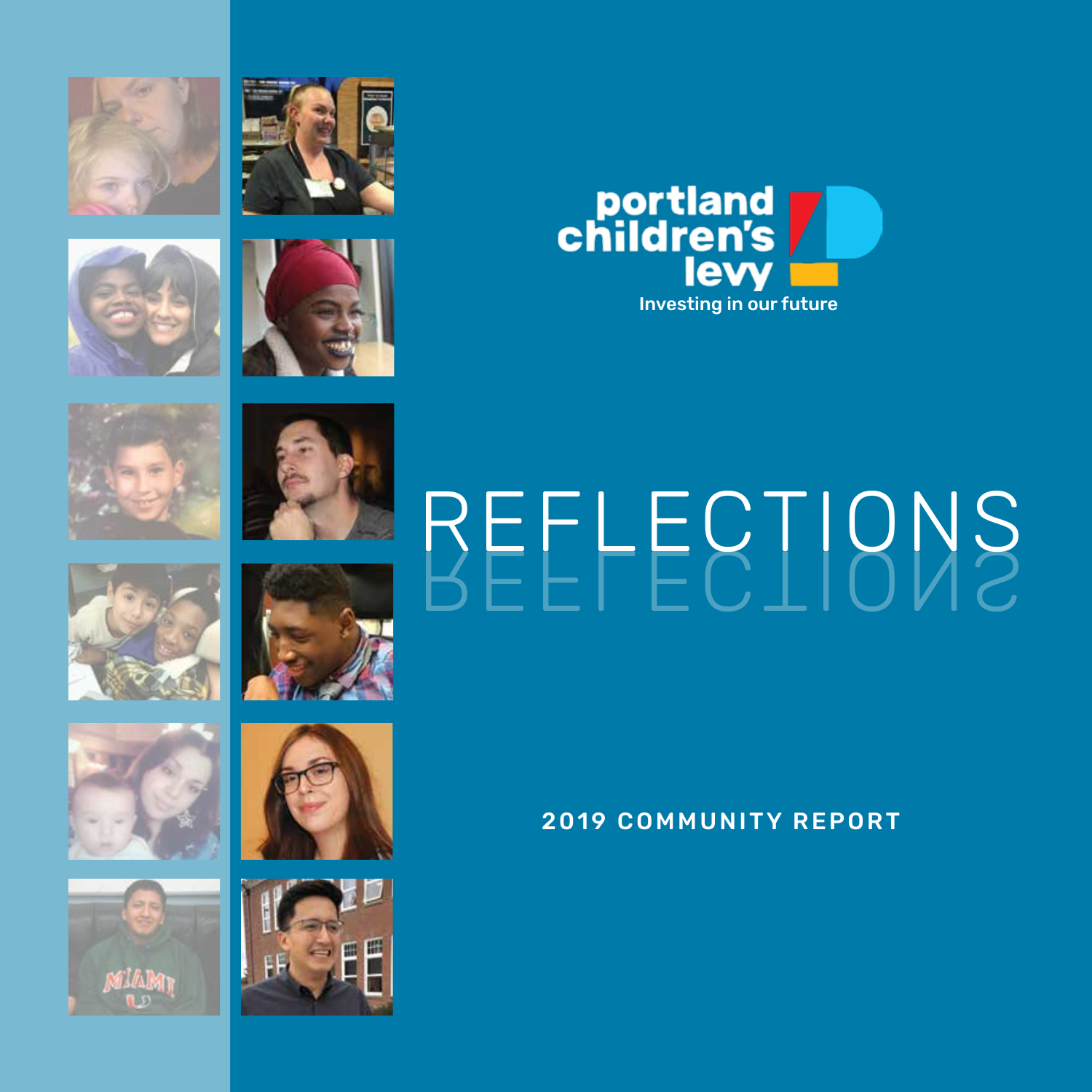portland children's levy

Investing in our future

# REFLECTIONS

## 2019 COMMUNITY REPORT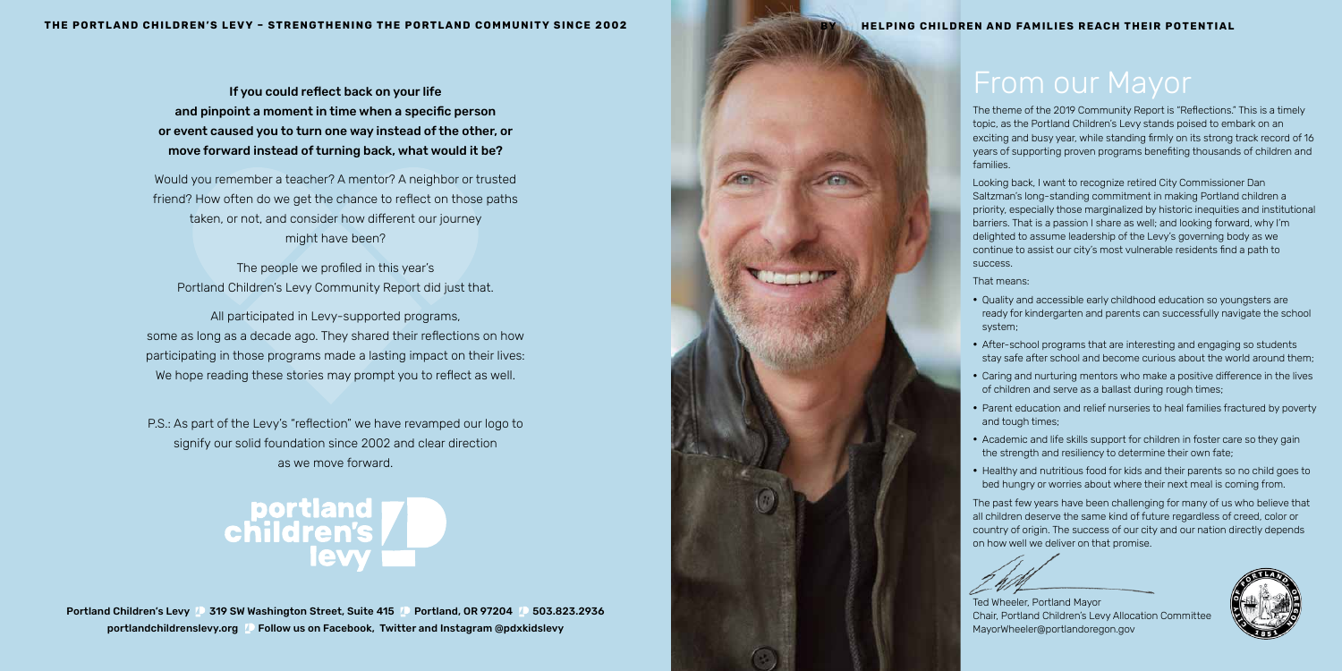**If you could reflect back on your life and pinpoint a moment in time when a specific person or event caused you to turn one way instead of the other, or move forward instead of turning back, what would it be?**

Would you remember a teacher? A mentor? A neighbor or trusted friend? How often do we get the chance to reflect on those paths taken, or not, and consider how different our journey might have been?

The people we profiled in this year's Portland Children's Levy Community Report did just that.

All participated in Levy-supported programs, some as long as a decade ago. They shared their reflections on how participating in those programs made a lasting impact on their lives: We hope reading these stories may prompt you to reflect as well.

P.S.: As part of the Levy's "reflection" we have revamped our logo to signify our solid foundation since 2002 and clear direction as we move forward.

portland children's levy

**Portland Children's Levy | 319 SW Washington Street, Suite 415 | Portland, OR 97204 | 503.823.2936**
**portlandchildrenslevy.org | Follow us on Facebook, Twitter and Instagram @pdxkidslevy**

# From our Mayor

The theme of the 2019 Community Report is "Reflections." This is a timely topic, as the Portland Children's Levy stands poised to embark on an exciting and busy year, while standing firmly on its strong track record of 16 years of supporting proven programs benefiting thousands of children and families.

Looking back, I want to recognize retired City Commissioner Dan Saltzman's long-standing commitment in making Portland children a priority, especially those marginalized by historic inequities and institutional barriers. That is a passion I share as well; and looking forward, why I'm delighted to assume leadership of the Levy's governing body as we continue to assist our city's most vulnerable residents find a path to success.

That means:

- Quality and accessible early childhood education so youngsters are ready for kindergarten and parents can successfully navigate the school system;
- After-school programs that are interesting and engaging so students stay safe after school and become curious about the world around them;
- Caring and nurturing mentors who make a positive difference in the lives of children and serve as a ballast during rough times;
- Parent education and relief nurseries to heal families fractured by poverty and tough times;
- Academic and life skills support for children in foster care so they gain the strength and resiliency to determine their own fate;
- Healthy and nutritious food for kids and their parents so no child goes to bed hungry or worries about where their next meal is coming from.

The past few years have been challenging for many of us who believe that all children deserve the same kind of future regardless of creed, color or country of origin. The success of our city and our nation directly depends on how well we deliver on that promise.

Ted Wheeler, Portland Mayor
Chair, Portland Children's Levy Allocation Committee
MayorWheeler@portlandoregon.gov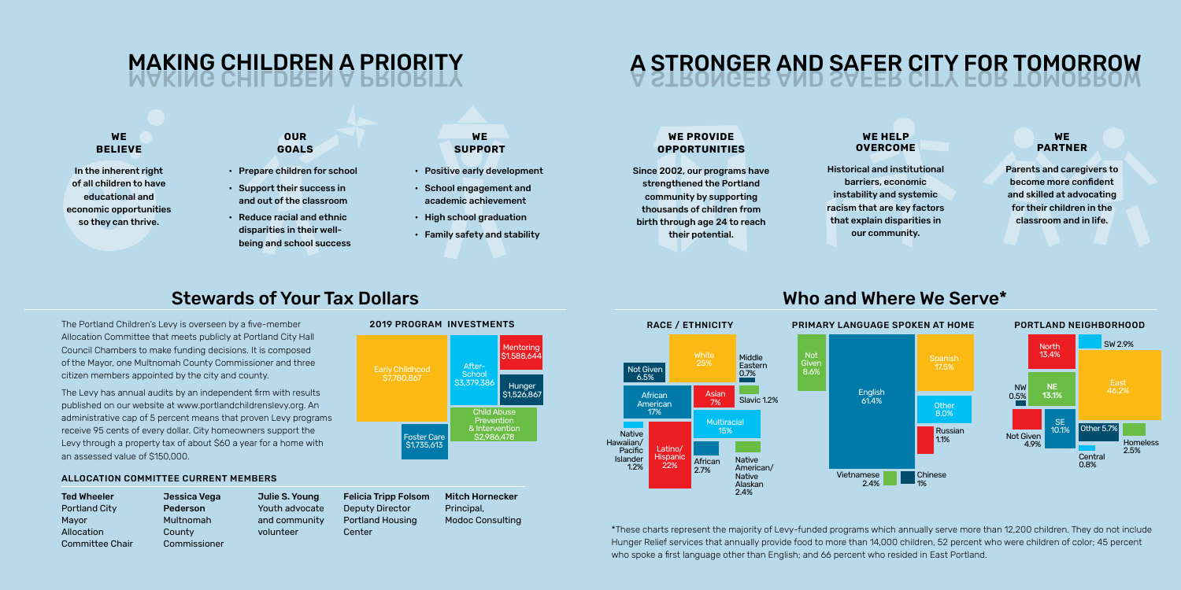# MAKING CHILDREN A PRIORITY

### WE BELIEVE

In the inherent right of all children to have educational and economic opportunities so they can thrive.

### OUR GOALS

- Prepare children for school
- Support their success in and out of the classroom
- Reduce racial and ethnic disparities in their well-being and school success

### WE SUPPORT

- Positive early development
- School engagement and academic achievement
- High school graduation
- Family safety and stability

# A STRONGER AND SAFER CITY FOR TOMORROW

### WE PROVIDE OPPORTUNITIES

Since 2002, our programs have strengthened the Portland community by supporting thousands of children from birth through age 24 to reach their potential.

### WE HELP OVERCOME

Historical and institutional barriers, economic instability and systemic racism that are key factors that explain disparities in our community.

### WE PARTNER

Parents and caregivers to become more confident and skilled at advocating for their children in the classroom and in life.

## Stewards of Your Tax Dollars

The Portland Children's Levy is overseen by a five-member Allocation Committee that meets publicly at Portland City Hall Council Chambers to make funding decisions. It is composed of the Mayor, one Multnomah County Commissioner and three citizen members appointed by the city and county.

The Levy has annual audits by an independent firm with results published on our website at www.portlandchildrenslevy.org. An administrative cap of 5 percent means that proven Levy programs receive 95 cents of every dollar. City homeowners support the Levy through a property tax of about $60 a year for a home with an assessed value of $150,000.

### 2019 PROGRAM INVESTMENTS

| Program | Investment |
|---|---|
| Early Childhood | $7,780,867 |
| After-School | $3,379,386 |
| Mentoring | $1,588,644 |
| Hunger | $1,526,867 |
| Child Abuse Prevention & Intervention | $2,986,478 |
| Foster Care | $1,735,613 |

### ALLOCATION COMMITTEE CURRENT MEMBERS

- **Ted Wheeler** – Portland City Mayor, Allocation Committee Chair
- **Jessica Vega Pederson** – Multnomah County Commissioner
- **Julie S. Young** – Youth advocate and community volunteer
- **Felicia Tripp Folsom** – Deputy Director, Portland Housing Center
- **Mitch Hornecker** – Principal, Modoc Consulting

## Who and Where We Serve*

### RACE / ETHNICITY

| Group | Percent |
|---|---|
| White | 25% |
| Latino/Hispanic | 22% |
| African American | 17% |
| Multiracial | 15% |
| Asian | 7% |
| Not Given | 6.5% |
| African | 2.7% |
| Native American/Native Alaskan | 2.4% |
| Native Hawaiian/Pacific Islander | 1.2% |
| Slavic | 1.2% |
| Middle Eastern | 0.7% |

### PRIMARY LANGUAGE SPOKEN AT HOME

| Language | Percent |
|---|---|
| English | 61.4% |
| Spanish | 17.5% |
| Not Given | 8.6% |
| Other | 8.0% |
| Vietnamese | 2.4% |
| Russian | 1.1% |
| Chinese | 1% |

### PORTLAND NEIGHBORHOOD

| Neighborhood | Percent |
|---|---|
| East | 46.2% |
| North | 13.4% |
| NE | 13.1% |
| SE | 10.1% |
| Other | 5.7% |
| Not Given | 4.9% |
| SW | 2.9% |
| Homeless | 2.5% |
| Central | 0.8% |
| NW | 0.5% |

*These charts represent the majority of Levy-funded programs which annually serve more than 12,200 children. They do not include Hunger Relief services that annually provide food to more than 14,000 children, 52 percent who were children of color; 45 percent who spoke a first language other than English; and 66 percent who resided in East Portland.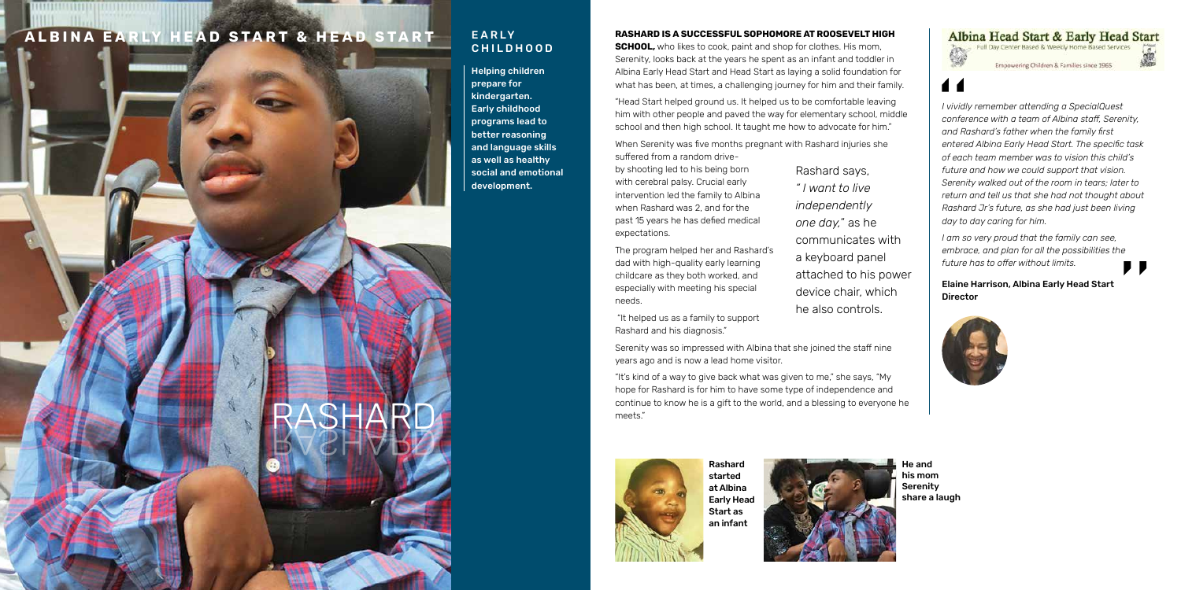# ALBINA EARLY HEAD START & HEAD START

## EARLY CHILDHOOD

**Helping children prepare for kindergarten. Early childhood programs lead to better reasoning and language skills as well as healthy social and emotional development.**

RASHARD

**RASHARD IS A SUCCESSFUL SOPHOMORE AT ROOSEVELT HIGH SCHOOL,** who likes to cook, paint and shop for clothes. His mom, Serenity, looks back at the years he spent as an infant and toddler in Albina Early Head Start and Head Start as laying a solid foundation for what has been, at times, a challenging journey for him and their family.

"Head Start helped ground us. It helped us to be comfortable leaving him with other people and paved the way for elementary school, middle school and then high school. It taught me how to advocate for him."

When Serenity was five months pregnant with Rashard injuries she suffered from a random drive-by shooting led to his being born with cerebral palsy. Crucial early intervention led the family to Albina when Rashard was 2, and for the past 15 years he has defied medical expectations.

The program helped her and Rashard's dad with high-quality early learning childcare as they both worked, and especially with meeting his special needs.

"It helped us as a family to support Rashard and his diagnosis."

Rashard says, *"I want to live independently one day,"* as he communicates with a keyboard panel attached to his power device chair, which he also controls.

Serenity was so impressed with Albina that she joined the staff nine years ago and is now a lead home visitor.

"It's kind of a way to give back what was given to me," she says, "My hope for Rashard is for him to have some type of independence and continue to know he is a gift to the world, and a blessing to everyone he meets."

**Rashard started at Albina Early Head Start as an infant**

**He and his mom Serenity share a laugh**

**Albina Head Start & Early Head Start**
Full Day Center Based & Weekly Home Based Services
Empowering Children & Families since 1965

*I vividly remember attending a SpecialQuest conference with a team of Albina staff, Serenity, and Rashard's father when the family first entered Albina Early Head Start. The specific task of each team member was to vision this child's future and how we could support that vision. Serenity walked out of the room in tears; later to return and tell us that she had not thought about Rashard Jr's future, as she had just been living day to day caring for him.*

*I am so very proud that the family can see, embrace, and plan for all the possibilities the future has to offer without limits.*

**Elaine Harrison, Albina Early Head Start Director**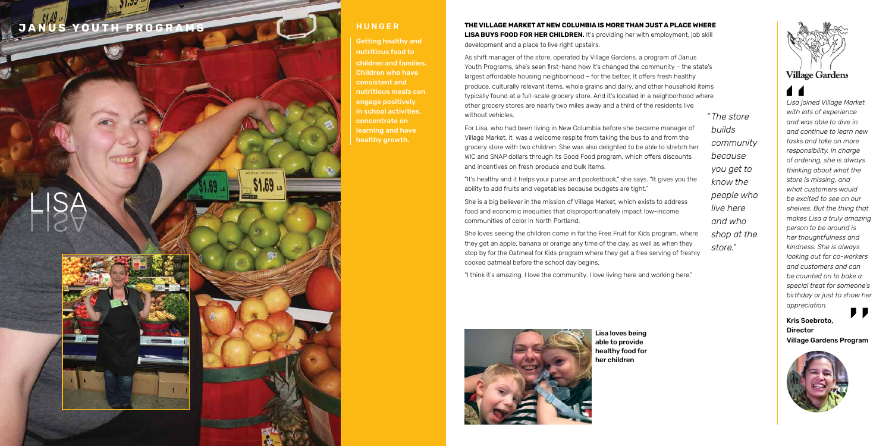# JANUS YOUTH PROGRAMS

## LISA

### HUNGER

Getting healthy and nutritious food to children and families. Children who have consistent and nutritious meals can engage positively in school activities, concentrate on learning and have healthy growth.

**THE VILLAGE MARKET AT NEW COLUMBIA IS MORE THAN JUST A PLACE WHERE LISA BUYS FOOD FOR HER CHILDREN.** It's providing her with employment, job skill development and a place to live right upstairs.

As shift manager of the store, operated by Village Gardens, a program of Janus Youth Programs, she's seen first-hand how it's changed the community – the state's largest affordable housing neighborhood – for the better. It offers fresh healthy produce, culturally relevant items, whole grains and dairy, and other household items typically found at a full-scale grocery store. And it's located in a neighborhood where other grocery stores are nearly two miles away and a third of the residents live without vehicles.

For Lisa, who had been living in New Columbia before she became manager of Village Market, it was a welcome respite from taking the bus to and from the grocery store with two children. She was also delighted to be able to stretch her WIC and SNAP dollars through its Good Food program, which offers discounts and incentives on fresh produce and bulk items.

"It's healthy and it helps your purse and pocketbook," she says. "It gives you the ability to add fruits and vegetables because budgets are tight."

She is a big believer in the mission of Village Market, which exists to address food and economic inequities that disproportionately impact low-income communities of color in North Portland.

She loves seeing the children come in for the Free Fruit for Kids program, where they get an apple, banana or orange any time of the day, as well as when they stop by for the Oatmeal for Kids program where they get a free serving of freshly cooked oatmeal before the school day begins.

"I think it's amazing. I love the community. I love living here and working here."

*"The store builds community because you get to know the people who live here and who shop at the store."*

Lisa loves being able to provide healthy food for her children

Village Gardens

*Lisa joined Village Market with lots of experience and was able to dive in and continue to learn new tasks and take on more responsibility. In charge of ordering, she is always thinking about what the store is missing, and what customers would be excited to see on our shelves. But the thing that makes Lisa a truly amazing person to be around is her thoughtfulness and kindness. She is always looking out for co-workers and customers and can be counted on to bake a special treat for someone's birthday or just to show her appreciation.*

**Kris Soebroto, Director Village Gardens Program**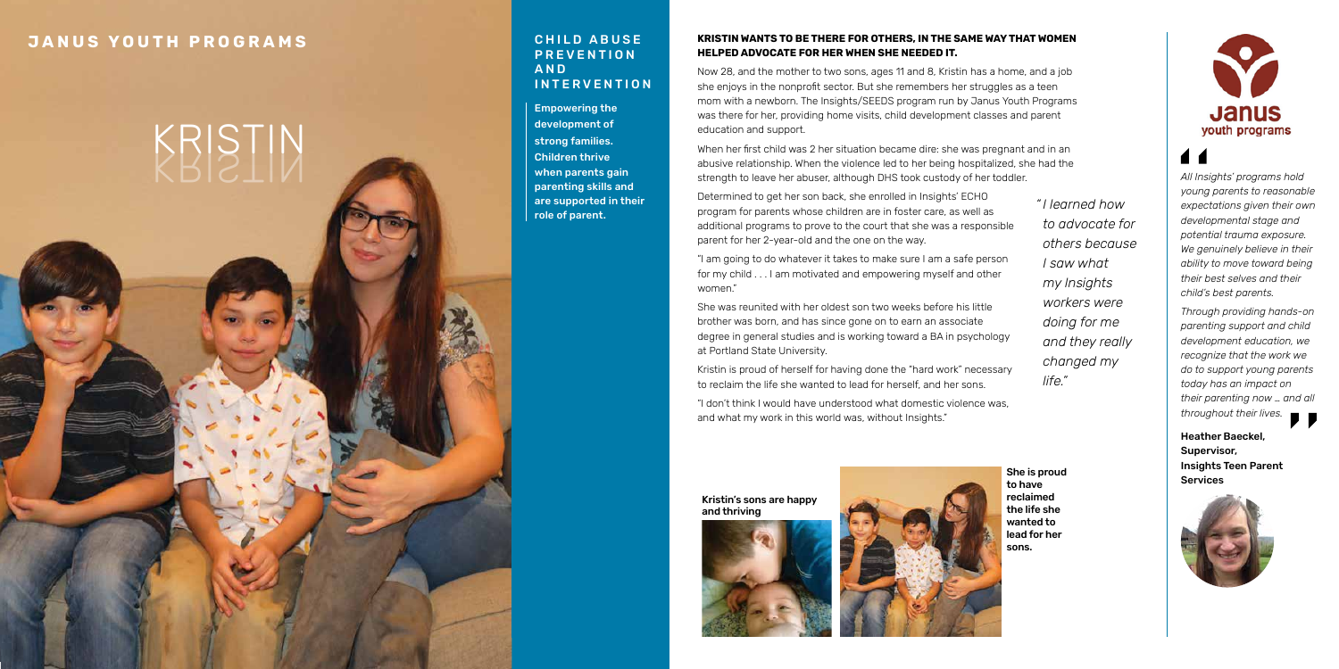# JANUS YOUTH PROGRAMS

# KRISTIN

## CHILD ABUSE PREVENTION AND INTERVENTION

**Empowering the development of strong families. Children thrive when parents gain parenting skills and are supported in their role of parent.**

### KRISTIN WANTS TO BE THERE FOR OTHERS, IN THE SAME WAY THAT WOMEN HELPED ADVOCATE FOR HER WHEN SHE NEEDED IT.

Now 28, and the mother to two sons, ages 11 and 8, Kristin has a home, and a job she enjoys in the nonprofit sector. But she remembers her struggles as a teen mom with a newborn. The Insights/SEEDS program run by Janus Youth Programs was there for her, providing home visits, child development classes and parent education and support.

When her first child was 2 her situation became dire: she was pregnant and in an abusive relationship. When the violence led to her being hospitalized, she had the strength to leave her abuser, although DHS took custody of her toddler.

Determined to get her son back, she enrolled in Insights' ECHO program for parents whose children are in foster care, as well as additional programs to prove to the court that she was a responsible parent for her 2-year-old and the one on the way.

"I am going to do whatever it takes to make sure I am a safe person for my child . . . I am motivated and empowering myself and other women."

She was reunited with her oldest son two weeks before his little brother was born, and has since gone on to earn an associate degree in general studies and is working toward a BA in psychology at Portland State University.

Kristin is proud of herself for having done the "hard work" necessary to reclaim the life she wanted to lead for herself, and her sons.

"I don't think I would have understood what domestic violence was, and what my work in this world was, without Insights."

*"I learned how to advocate for others because I saw what my Insights workers were doing for me and they really changed my life."*

**Kristin's sons are happy and thriving**

**She is proud to have reclaimed the life she wanted to lead for her sons.**

*All Insights' programs hold young parents to reasonable expectations given their own developmental stage and potential trauma exposure. We genuinely believe in their ability to move toward being their best selves and their child's best parents.*

*Through providing hands-on parenting support and child development education, we recognize that the work we do to support young parents today has an impact on their parenting now … and all throughout their lives.*

**Heather Baeckel, Supervisor, Insights Teen Parent Services**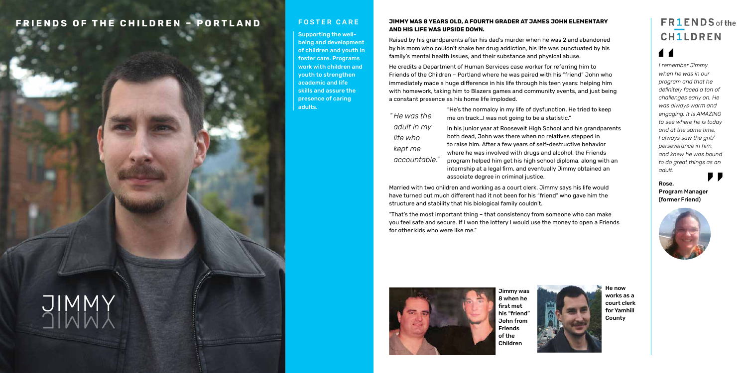# FRIENDS OF THE CHILDREN – PORTLAND

JIMMY

## FOSTER CARE

**Supporting the well-being and development of children and youth in foster care. Programs work with children and youth to strengthen academic and life skills and assure the presence of caring adults.**

**JIMMY WAS 8 YEARS OLD, A FOURTH GRADER AT JAMES JOHN ELEMENTARY AND HIS LIFE WAS UPSIDE DOWN.**

Raised by his grandparents after his dad's murder when he was 2 and abandoned by his mom who couldn't shake her drug addiction, his life was punctuated by his family's mental health issues, and their substance and physical abuse.

He credits a Department of Human Services case worker for referring him to Friends of the Children – Portland where he was paired with his "friend" John who immediately made a huge difference in his life through his teen years: helping him with homework, taking him to Blazers games and community events, and just being a constant presence as his home life imploded.

*"He was the adult in my life who kept me accountable."*

"He's the normalcy in my life of dysfunction. He tried to keep me on track…I was not going to be a statistic."

In his junior year at Roosevelt High School and his grandparents both dead, John was there when no relatives stepped in to raise him. After a few years of self-destructive behavior where he was involved with drugs and alcohol, the Friends program helped him get his high school diploma, along with an internship at a legal firm, and eventually Jimmy obtained an associate degree in criminal justice.

Married with two children and working as a court clerk, Jimmy says his life would have turned out much different had it not been for his "friend" who gave him the structure and stability that his biological family couldn't.

"That's the most important thing – that consistency from someone who can make you feel safe and secure. If I won the lottery I would use the money to open a Friends for other kids who were like me."

**Jimmy was 8 when he first met his "friend" John from Friends of the Children**

**He now works as a court clerk for Yamhill County**

FRIENDS of the CHILDREN

*I remember Jimmy when he was in our program and that he definitely faced a ton of challenges early on. He was always warm and engaging. It is AMAZING to see where he is today and at the same time, I always saw the grit/perseverance in him, and knew he was bound to do great things as an adult.*

**Rose,**
**Program Manager (former Friend)**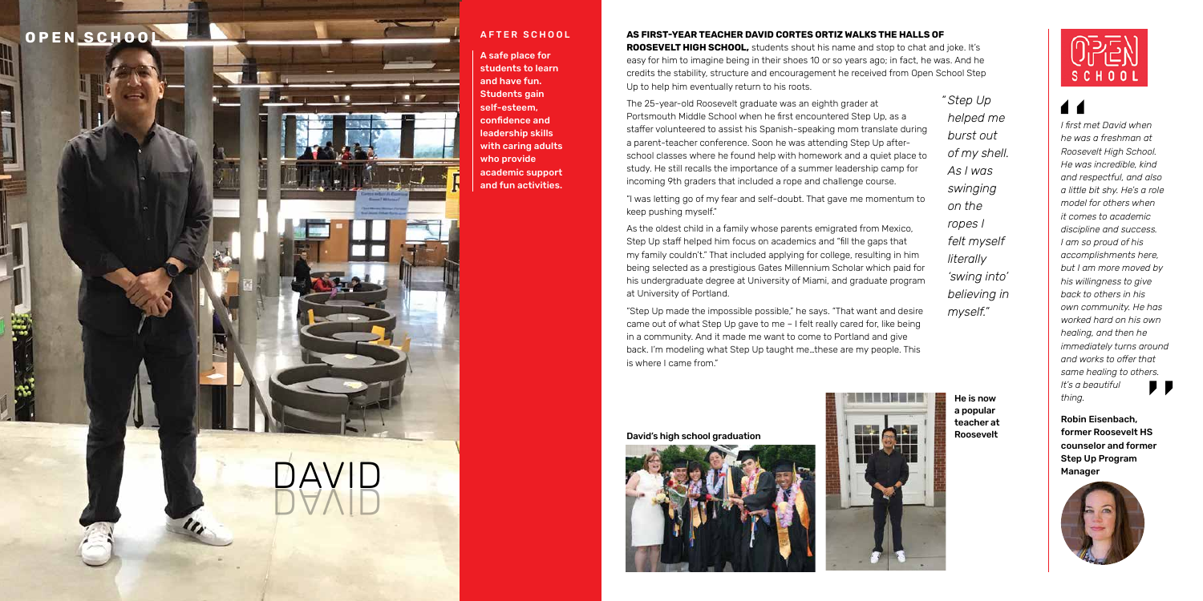# DAVID

## AFTER SCHOOL

**A safe place for students to learn and have fun. Students gain self-esteem, confidence and leadership skills with caring adults who provide academic support and fun activities.**

**AS FIRST-YEAR TEACHER DAVID CORTES ORTIZ WALKS THE HALLS OF ROOSEVELT HIGH SCHOOL,** students shout his name and stop to chat and joke. It's easy for him to imagine being in their shoes 10 or so years ago; in fact, he was. And he credits the stability, structure and encouragement he received from Open School Step Up to help him eventually return to his roots.

The 25-year-old Roosevelt graduate was an eighth grader at Portsmouth Middle School when he first encountered Step Up, as a staffer volunteered to assist his Spanish-speaking mom translate during a parent-teacher conference. Soon he was attending Step Up after-school classes where he found help with homework and a quiet place to study. He still recalls the importance of a summer leadership camp for incoming 9th graders that included a rope and challenge course.

"I was letting go of my fear and self-doubt. That gave me momentum to keep pushing myself."

As the oldest child in a family whose parents emigrated from Mexico, Step Up staff helped him focus on academics and "fill the gaps that my family couldn't." That included applying for college, resulting in him being selected as a prestigious Gates Millennium Scholar which paid for his undergraduate degree at University of Miami, and graduate program at University of Portland.

"Step Up made the impossible possible," he says. "That want and desire came out of what Step Up gave to me – I felt really cared for, like being in a community. And it made me want to come to Portland and give back. I'm modeling what Step Up taught me…these are my people. This is where I came from."

*"Step Up helped me burst out of my shell. As I was swinging on the ropes I felt myself literally 'swing into' believing in myself."*

David's high school graduation

He is now a popular teacher at Roosevelt

*I first met David when he was a freshman at Roosevelt High School. He was incredible, kind and respectful, and also a little bit shy. He's a role model for others when it comes to academic discipline and success. I am so proud of his accomplishments here, but I am more moved by his willingness to give back to others in his own community. He has worked hard on his own healing, and then he immediately turns around and works to offer that same healing to others. It's a beautiful thing.*

**Robin Eisenbach, former Roosevelt HS counselor and former Step Up Program Manager**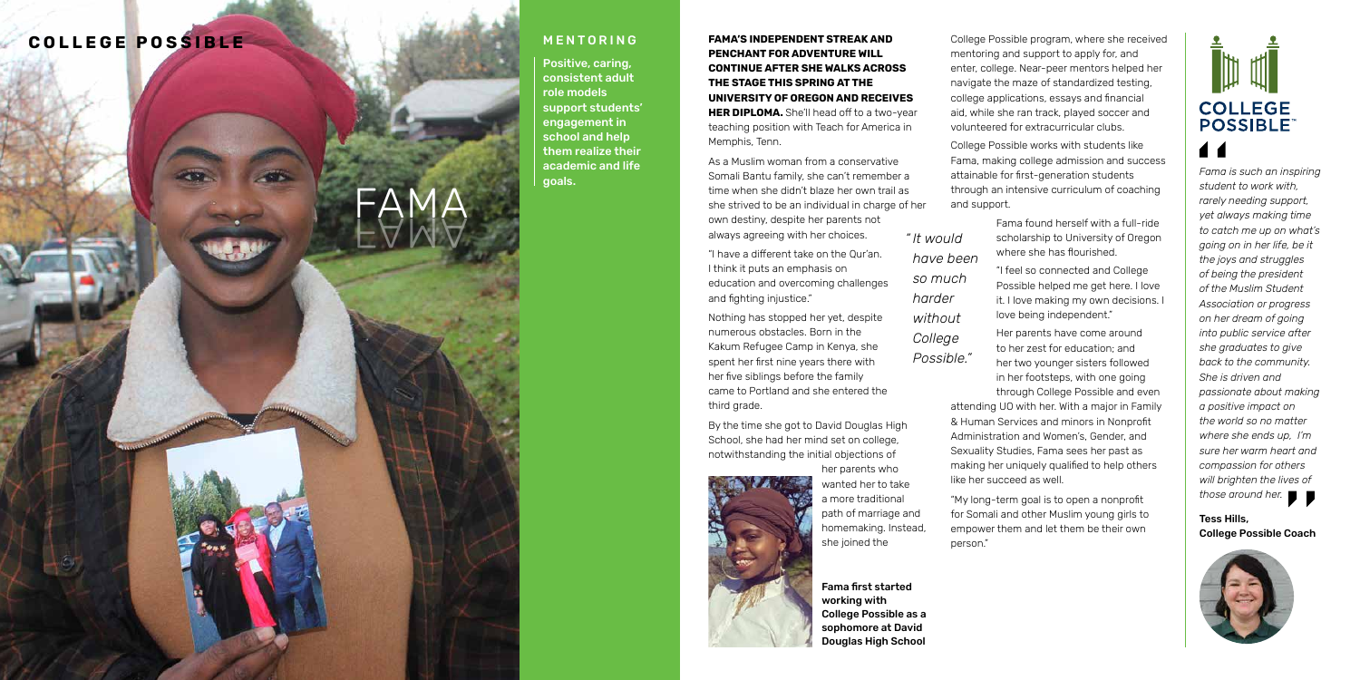# COLLEGE POSSIBLE

## FAMA

### MENTORING

**Positive, caring, consistent adult role models support students' engagement in school and help them realize their academic and life goals.**

**FAMA'S INDEPENDENT STREAK AND PENCHANT FOR ADVENTURE WILL CONTINUE AFTER SHE WALKS ACROSS THE STAGE THIS SPRING AT THE UNIVERSITY OF OREGON AND RECEIVES HER DIPLOMA.** She'll head off to a two-year teaching position with Teach for America in Memphis, Tenn.

As a Muslim woman from a conservative Somali Bantu family, she can't remember a time when she didn't blaze her own trail as she strived to be an individual in charge of her own destiny, despite her parents not always agreeing with her choices.

"I have a different take on the Qur'an. I think it puts an emphasis on education and overcoming challenges and fighting injustice."

Nothing has stopped her yet, despite numerous obstacles. Born in the Kakum Refugee Camp in Kenya, she spent her first nine years there with her five siblings before the family came to Portland and she entered the third grade.

By the time she got to David Douglas High School, she had her mind set on college, notwithstanding the initial objections of her parents who wanted her to take a more traditional path of marriage and homemaking. Instead, she joined the College Possible program, where she received mentoring and support to apply for, and enter, college. Near-peer mentors helped her navigate the maze of standardized testing, college applications, essays and financial aid, while she ran track, played soccer and volunteered for extracurricular clubs.

**Fama first started working with College Possible as a sophomore at David Douglas High School**

College Possible works with students like Fama, making college admission and success attainable for first-generation students through an intensive curriculum of coaching and support.

*"It would have been so much harder without College Possible."*

Fama found herself with a full-ride scholarship to University of Oregon where she has flourished.

"I feel so connected and College Possible helped me get here. I love it. I love making my own decisions. I love being independent."

Her parents have come around to her zest for education; and her two younger sisters followed in her footsteps, with one going through College Possible and even attending UO with her. With a major in Family & Human Services and minors in Nonprofit Administration and Women's, Gender, and Sexuality Studies, Fama sees her past as making her uniquely qualified to help others like her succeed as well.

"My long-term goal is to open a nonprofit for Somali and other Muslim young girls to empower them and let them be their own person."

COLLEGE POSSIBLE™

*Fama is such an inspiring student to work with, rarely needing support, yet always making time to catch me up on what's going on in her life, be it the joys and struggles of being the president of the Muslim Student Association or progress on her dream of going into public service after she graduates to give back to the community. She is driven and passionate about making a positive impact on the world so no matter where she ends up, I'm sure her warm heart and compassion for others will brighten the lives of those around her.*

**Tess Hills,**
**College Possible Coach**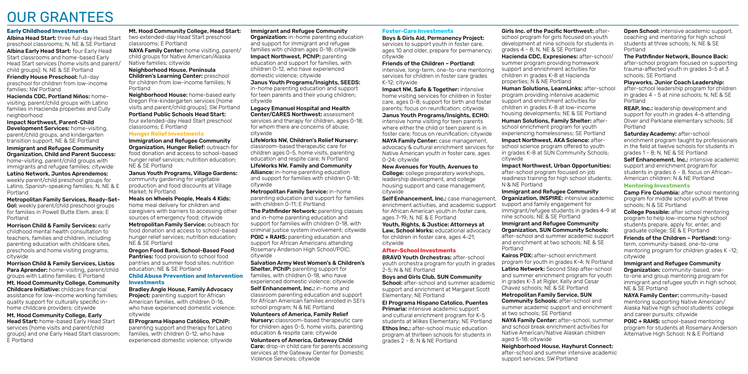# OUR GRANTEES

## Early Childhood Investments

**Albina Head Start:** three full-day Head Start preschool classrooms; N, NE & SE Portland

**Albina Early Head Start:** four Early Head Start classrooms and home-based Early Head Start services (home visits and parent/child groups); N, NE & SE Portland

**Friendly House Preschool:** full-day preschool for children from low-income families; NW Portland

**Hacienda CDC, Portland Niños:** home-visiting, parent/child groups with Latino families in Hacienda properties and Cully neighborhood

**Impact Northwest, Parent-Child Development Services:** home-visiting, parent/child groups, and kindergarten transition support, NE & SE Portland

**Immigrant and Refugee Community Organization, Child and Parent Success:** home-visiting, parent/child groups with immigrants and refugee families; citywide

**Latino Network, Juntos Aprendemos:** weekly parent/child preschool groups for Latino, Spanish-speaking families; N, NE & E Portland

**Metropolitan Family Services, Ready-Set-Go!:** weekly parent/child preschool groups for families in Powell Butte Elem. area; E Portland

**Morrison Child & Family Services:** early childhood mental health consultation to teachers, families and children, including parenting education with childcare sites, preschools and home visiting programs; citywide

**Morrison Child & Family Services, Listos Para Aprender:** home-visiting, parent/child groups with Latino families; E Portland

**Mt. Hood Community College, Community Childcare Initiative:** childcare financial assistance for low-income working families; quality support for culturally specific in-home childcare providers; citywide

**Mt. Hood Community College, Early Head Start:** home-based Early Head Start services (home visits and parent/child groups) and one Early Head Start classroom; E Portland

**Mt. Hood Community College, Head Start:** two extended-day Head Start preschool classrooms; E Portland

**NAYA Family Center:** home visiting, parent/child groups for Native American/Alaska Native families; citywide

**Neighborhood House, Peninsula Children's Learning Center:** preschool for children from low-income families; N Portland

**Neighborhood House:** home-based early Oregon Pre-kindergarten services (home visits and parent/child groups); SW Portland

**Portland Public Schools Head Start:** four extended-day Head Start preschool classrooms; E Portland

## Hunger Relief Investments

**Immigration and Refugee Community Organization, Hunger Relief:** outreach for food donation and access to school-based hunger relief services; nutrition education; NE & SE Portland

**Janus Youth Programs, Village Gardens:** community gardening for vegetable production and food discounts at Village Market; N Portland

**Meals on Wheels People, Meals 4 Kids:** home meal delivery for children and caregivers with barriers to accessing other sources of emergency food; citywide

**Metropolitan Family Service:** outreach for food donation and access to school-based hunger relief services; nutrition education; NE & SE Portland

**Oregon Food Bank, School-Based Food Pantries:** food provision to school food pantries and summer food sites; nutrition education; NE & SE Portland

## Child Abuse Prevention and Intervention Investments

**Bradley Angle House, Family Advocacy Project:** parenting support for African American families, with children 0-16, who have experienced domestic violence; citywide

**El Programa Hispano Católico, PChIP:** parenting support and therapy for Latino families, with children 0-12, who have experienced domestic violence; citywide

**Immigrant and Refugee Community Organization:** in-home parenting education and support for immigrant and refugee families with children ages 0-18; citywide

**Impact Northwest, PChIP:** parenting education and support for families, with children 0-12, who have experienced domestic violence; citywide

**Janus Youth Programs/Insights, SEEDS:** in-home parenting education and support for teen parents and their young children; citywide

**Legacy Emanuel Hospital and Health Center/CARES Northwest:** assessment services and therapy for children, ages 0-18, for whom there are concerns of abuse; citywide

**LifeWorks NW, Children's Relief Nursery:** classroom-based therapeutic care for children ages 0-5, home visits, parenting education and respite care; N Portland

**LIfeWorks NW, Family and Community Alliance:** in-home parenting education and support for families with children 0-18; citywide

**Metropolitan Family Service:** in-home parenting education and support for families with children 0-11; E Portland

**The Pathfinder Network:** parenting classes and in-home parenting education and support for families with children 0-18, with criminal justice system involvement; citywide

**POIC + RAHS:** parenting education and support for African Americans attending Rosemary Anderson High School/POIC; citywide

**Salvation Army West Women's & Children's Shelter, PChIP:** parenting support for families, with children 0-18, who have experienced domestic violence; citywide

**Self Enhancement, Inc.:** in-home and classroom parenting education and support for African American families enrolled in SEI's school program; N & NE Portland

**Volunteers of America, Family Relief Nursery:** classroom-based therapeutic care for children ages 0-5, home visits, parenting education & respite care; citywide

**Volunteers of America, Gateway Child Care:** drop-in child care for parents accessing services at the Gateway Center for Domestic Violence Services; citywide

## Foster-Care Investments

**Boys & Girls Aid, Permanency Project:** services to support youth in foster care, ages 10 and older, prepare for permanency; citywide

**Friends of the Children – Portland:** intensive, long-term, one-to-one mentoring services for children in foster care grades K-12; citywide

**Impact NW, Safe & Together:** intensive home visiting services for children in foster care, ages 0-8; support for birth and foster parents; focus on reunification; citywide

**Janus Youth Programs/Insights, ECHO:** intensive home visiting for teen parents where either the child or teen parent is in foster care; focus on reunification; citywide

**NAYA Family Center:** case management, advocacy & cultural enrichment services for Native American youth in foster care, ages 0-24; citywide

**New Avenues for Youth, Avenues to College:** college preparatory workshops, leadership development, and college housing support and case management; citywide

**Self Enhancement, Inc.:** case management, enrichment activities, and academic support for African American youth in foster care, ages 7-19; N, NE & E Portland

**Youth, Rights, & Justice: Attorneys at Law, School Works:** educational advocacy for children in foster care, ages 4-21; citywide

## After-School Investments

**BRAVO Youth Orchestras:** after-school youth orchestra program for youth in grades 2-5; N & NE Portland

**Boys and Girls Club, SUN Community School:** after-school and summer academic support and enrichment at Margaret Scott Elementary; NE Portland

**El Programa Hispano Catolico, Puentes Primaria:** intensive academic support and cultural enrichment program for K-5 students at Wilkes Elementary; NE Portland

**Ethos Inc.:** after-school music education program at thirteen schools for students in grades 2 - 8; N & NE Portland

**Girls Inc. of the Pacific Northwest:** after-school program for girls focused on youth development at nine schools for students in grades 4 - 8; N, NE & SE Portland

**Hacienda CDC, Expresiones:** after-school/summer program providing homework support and enrichment activities for children in grades K-8 at Hacienda properties; N & NE Portland

**Human Solutions, LearnLinks:** after-school program providing intensive academic support and enrichment activities for children in grades K-8 at low-income housing developments; NE & SE Portland

**Human Solutions, Family Shelter:** after-school enrichment program for youth experiencing homelessness; SE Portland

**Impact Northwest, AKA Science:** after-school science program offered to youth in grades K-8 at SUN Community Schools; citywide

**Impact Northwest, Urban Opportunities:** after-school program focused on job readiness training for high school students; N & NE Portland

**Immigrant and Refugee Community Organization, INSPIRE:** intensive academic support and family engagement for immigrant/refugee students in grades 4-9 at nine schools; NE & SE Portland

**Immigrant and Refugee Community Organization, SUN Community Schools:** after-school and summer academic support and enrichment at two schools; NE & SE Portland

**Kairos PDX:** after-school enrichment program for youth in grades K-4; N Portland

**Latino Network:** Second Step after-school and summer enrichment program for youth in grades K-3 at Rigler, Kelly and Cesar Chavez schools; NE & SE Portland

**Metropolitan Family Service, SUN Community Schools:** after-school and summer academic support and enrichment at two schools; SE Portland

**NAYA Family Center:** after-school, summer and school break enrichment activities for Native American/Native Alaskan children aged 5-18; citywide

**Neighborhood House, Hayhurst Connect:** after-school and summer intensive academic support services; SW Portland

**Open School:** intensive academic support, coaching and mentoring for high school students at three schools; N, NE & SE Portland

**The Pathfinder Network, Bounce Back:** after-school program focused on supporting trauma-affected youth in grades 3-5 at 3 schools; SE Portland

**Playworks, Junior Coach Leadership:** after-school leadership program for children in grades 4 - 5 at nine schools; N, NE & SE Portland

**REAP, Inc.:** leadership development and support for youth in grades 4-6 attending Oliver and Parklane elementary schools; SE Portland

**Saturday Academy:** after-school enrichment program taught by professionals in the field at twelve schools for students in grades 1 - 8; N, NE & SE Portland

**Self Enhancement, Inc.:** intensive academic support and enrichment program for students in grades 6 - 8, focus on African-American children; N & NE Portland

## Mentoring Investments

**Camp Fire Columbia:** after school mentoring program for middle school youth at three schools; N & SE Portland

**College Possible:** after school mentoring program to help low-income high school students prepare, apply for, enter, and graduate college; SE & E Portland

**Friends of the Children – Portland:** long-term, community-based, one-to-one mentoring program for children grades K -12; citywide

**Immigrant and Refugee Community Organization:** community-based, one-to-one and group mentoring program for immigrant and refugee youth in high school; NE & SE Portland

**NAYA Family Center:** community-based mentoring supporting Native American/Alaska Native high school students' college and career pursuits; citywide

**POIC + RAHS:** school-based mentoring program for students at Rosemary Anderson Alternative High School; N & E Portland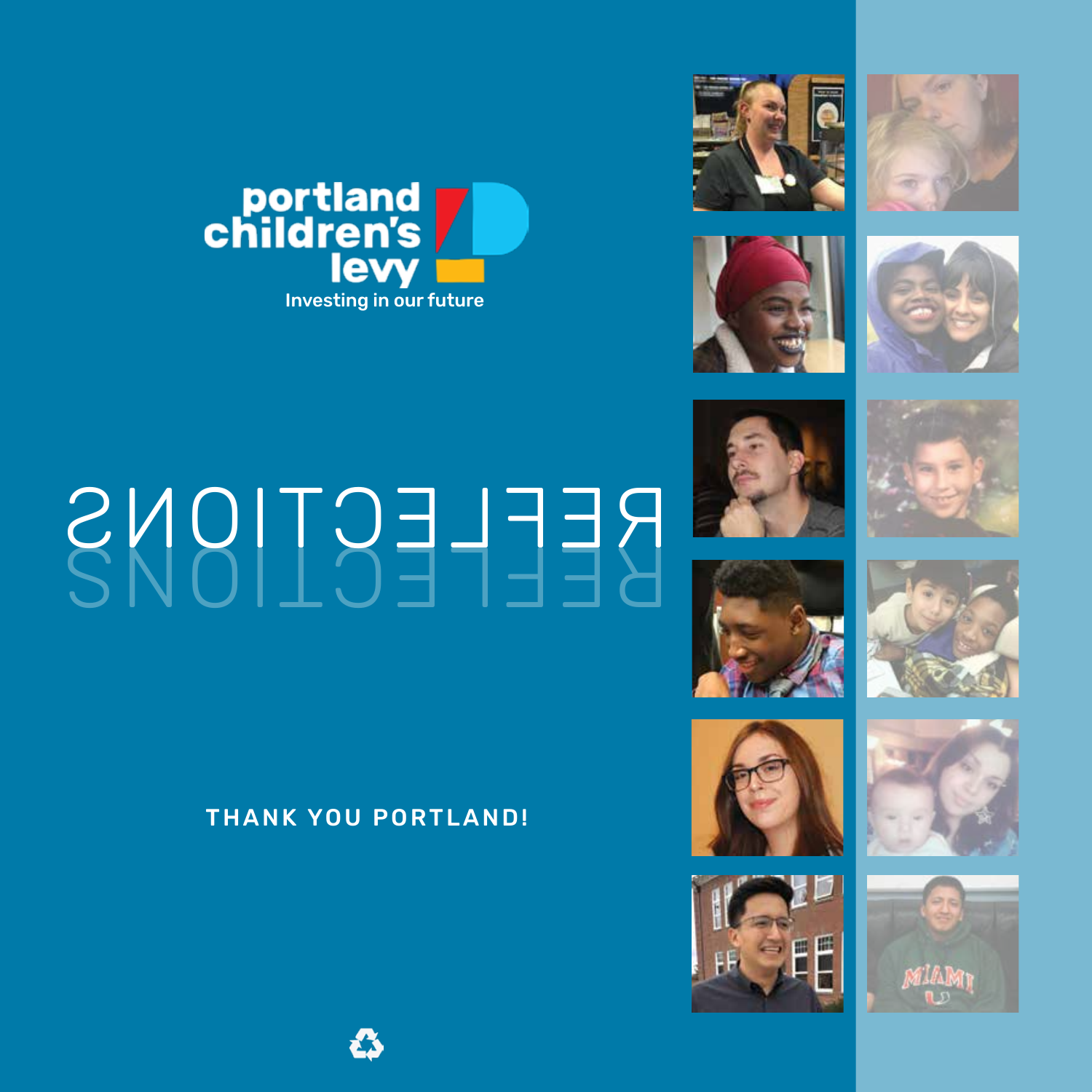portland children's levy

Investing in our future

# REFLECTIONS

THANK YOU PORTLAND!